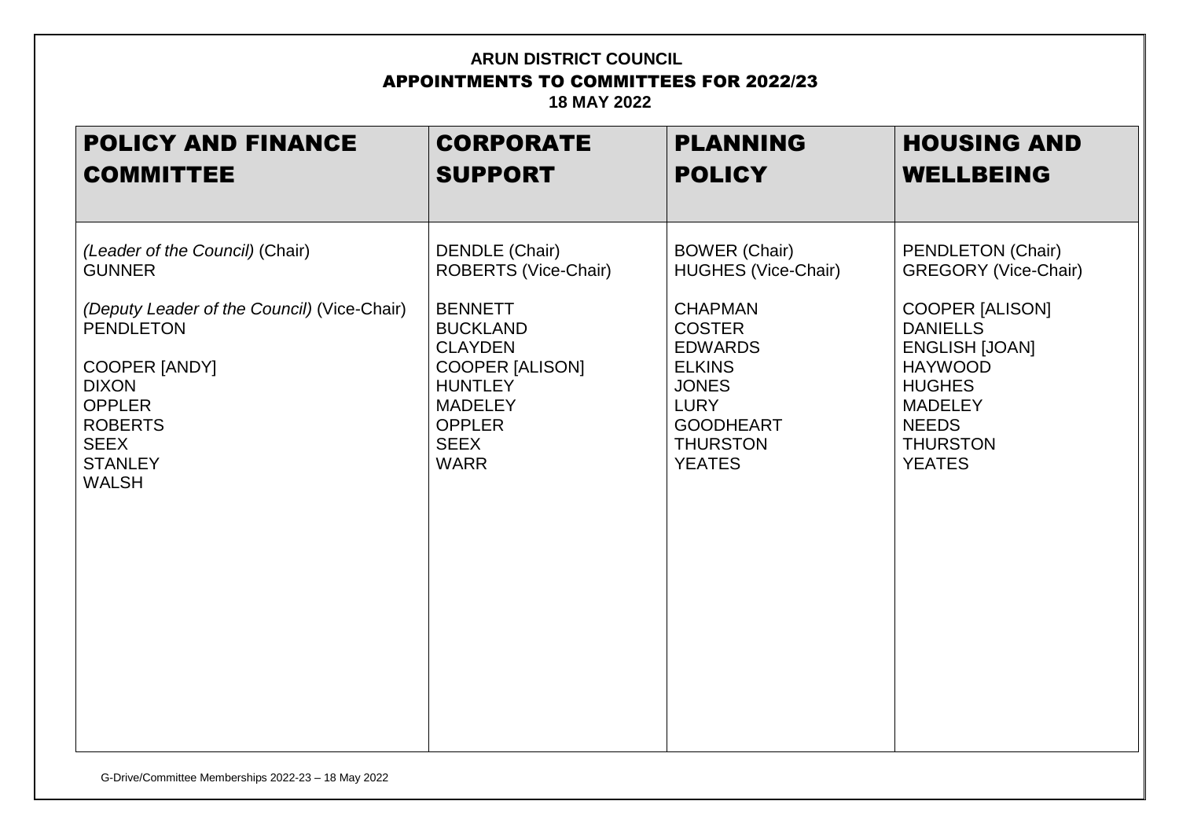**ARUN DISTRICT COUNCIL**

**APPOINTMENTS TO COMMITTEES FOR 2022/23**

**18 MAY 2022**

| POLICY AND FINANCE COMMITTEE | CORPORATE SUPPORT | PLANNING POLICY | HOUSING AND WELLBEING |
|---|---|---|---|
| *(Leader of the Council)* (Chair) GUNNER | DENDLE (Chair) | BOWER (Chair) | PENDLETON (Chair) |
| | ROBERTS (Vice-Chair) | HUGHES (Vice-Chair) | GREGORY (Vice-Chair) |
| *(Deputy Leader of the Council)* (Vice-Chair) PENDLETON | BENNETT | CHAPMAN | COOPER [ALISON] |
| | BUCKLAND | COSTER | DANIELLS |
| COOPER [ANDY] | CLAYDEN | EDWARDS | ENGLISH [JOAN] |
| DIXON | COOPER [ALISON] | ELKINS | HAYWOOD |
| OPPLER | HUNTLEY | JONES | HUGHES |
| ROBERTS | MADELEY | LURY | MADELEY |
| SEEX | OPPLER | GOODHEART | NEEDS |
| STANLEY | SEEX | THURSTON | THURSTON |
| WALSH | WARR | YEATES | YEATES |

G-Drive/Committee Memberships 2022-23 – 18 May 2022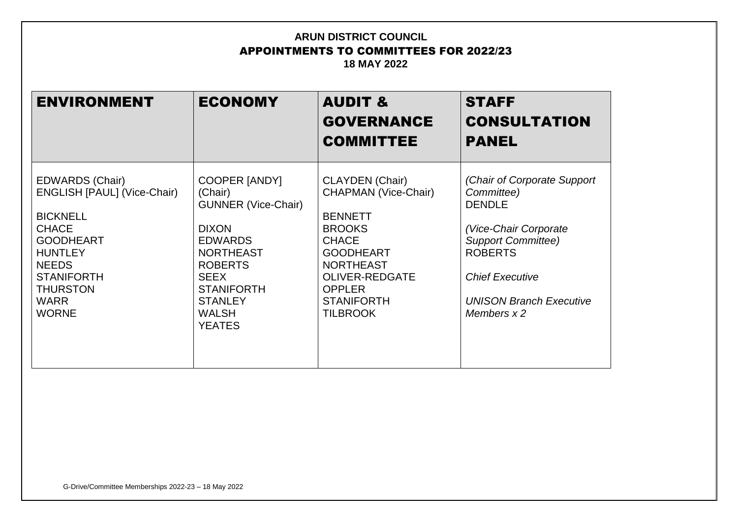**ARUN DISTRICT COUNCIL**
**APPOINTMENTS TO COMMITTEES FOR 2022/23**
**18 MAY 2022**

| ENVIRONMENT | ECONOMY | AUDIT & GOVERNANCE COMMITTEE | STAFF CONSULTATION PANEL |
|---|---|---|---|
| EDWARDS (Chair)<br>ENGLISH [PAUL] (Vice-Chair)<br><br>BICKNELL<br>CHACE<br>GOODHEART<br>HUNTLEY<br>NEEDS<br>STANIFORTH<br>THURSTON<br>WARR<br>WORNE | COOPER [ANDY] (Chair)<br>GUNNER (Vice-Chair)<br><br>DIXON<br>EDWARDS<br>NORTHEAST<br>ROBERTS<br>SEEX<br>STANIFORTH<br>STANLEY<br>WALSH<br>YEATES | CLAYDEN (Chair)<br>CHAPMAN (Vice-Chair)<br><br>BENNETT<br>BROOKS<br>CHACE<br>GOODHEART<br>NORTHEAST<br>OLIVER-REDGATE<br>OPPLER<br>STANIFORTH<br>TILBROOK | *(Chair of Corporate Support Committee)*<br>DENDLE<br><br>*(Vice-Chair Corporate Support Committee)*<br>ROBERTS<br><br>*Chief Executive*<br><br>*UNISON Branch Executive Members x 2* |

G-Drive/Committee Memberships 2022-23 – 18 May 2022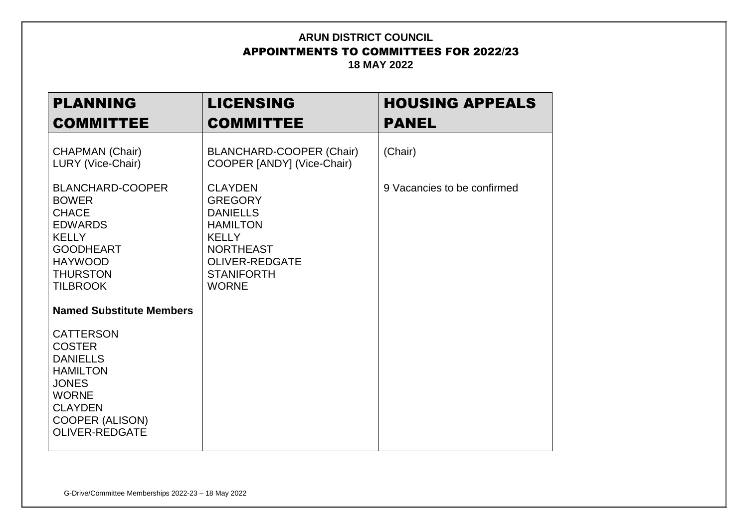**ARUN DISTRICT COUNCIL**
**APPOINTMENTS TO COMMITTEES FOR 2022/23**
**18 MAY 2022**

| PLANNING COMMITTEE | LICENSING COMMITTEE | HOUSING APPEALS PANEL |
|---|---|---|
| CHAPMAN (Chair)<br>LURY (Vice-Chair)<br><br>BLANCHARD-COOPER<br>BOWER<br>CHACE<br>EDWARDS<br>KELLY<br>GOODHEART<br>HAYWOOD<br>THURSTON<br>TILBROOK<br><br>**Named Substitute Members**<br><br>CATTERSON<br>COSTER<br>DANIELLS<br>HAMILTON<br>JONES<br>WORNE<br>CLAYDEN<br>COOPER (ALISON)<br>OLIVER-REDGATE | BLANCHARD-COOPER (Chair)<br>COOPER [ANDY] (Vice-Chair)<br><br>CLAYDEN<br>GREGORY<br>DANIELLS<br>HAMILTON<br>KELLY<br>NORTHEAST<br>OLIVER-REDGATE<br>STANIFORTH<br>WORNE | (Chair)<br><br>9 Vacancies to be confirmed |

G-Drive/Committee Memberships 2022-23 – 18 May 2022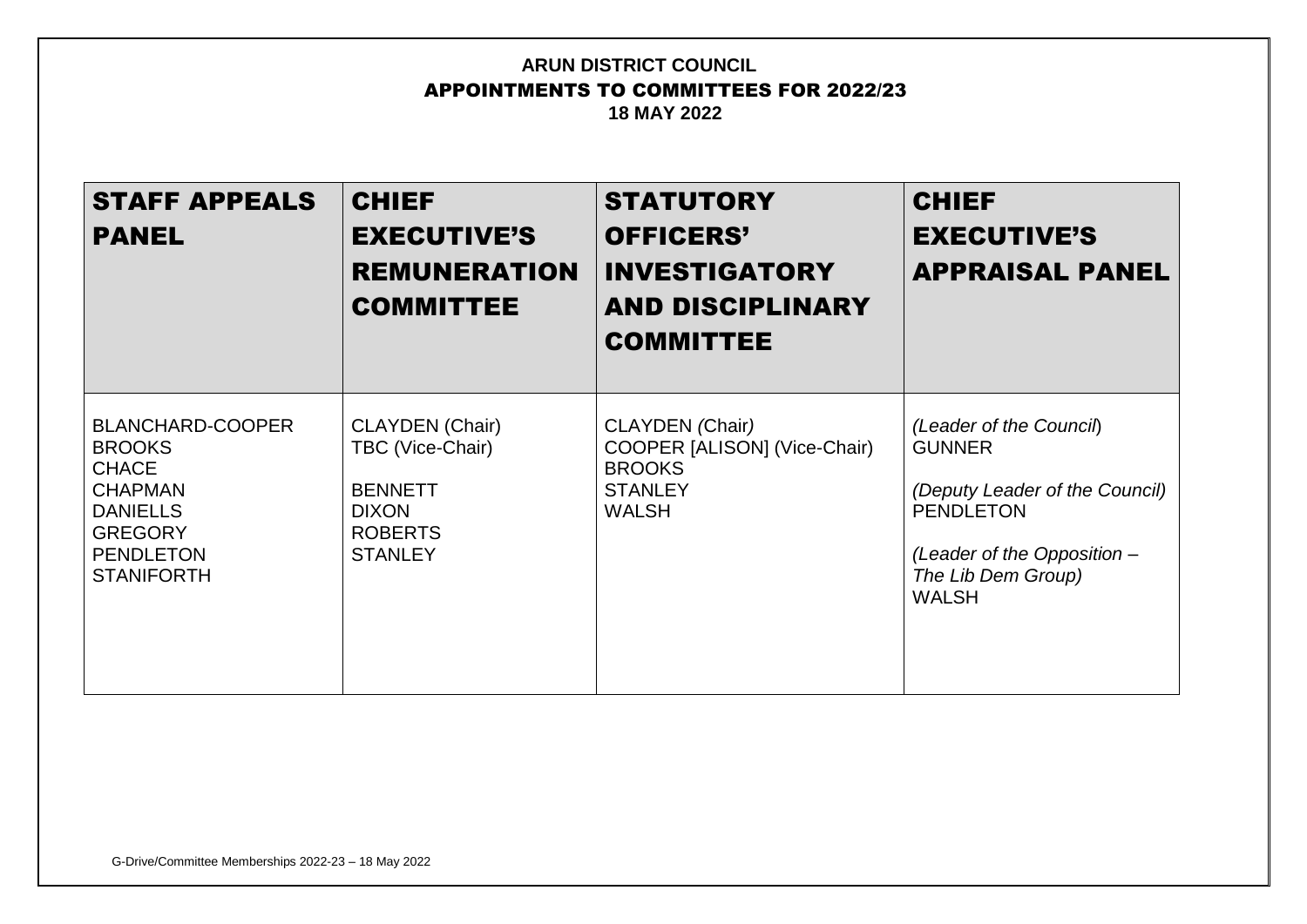**ARUN DISTRICT COUNCIL**
**APPOINTMENTS TO COMMITTEES FOR 2022/23**
**18 MAY 2022**

| STAFF APPEALS PANEL | CHIEF EXECUTIVE'S REMUNERATION COMMITTEE | STATUTORY OFFICERS' INVESTIGATORY AND DISCIPLINARY COMMITTEE | CHIEF EXECUTIVE'S APPRAISAL PANEL |
|---|---|---|---|
| BLANCHARD-COOPER<br>BROOKS<br>CHACE<br>CHAPMAN<br>DANIELLS<br>GREGORY<br>PENDLETON<br>STANIFORTH | CLAYDEN (Chair)<br>TBC (Vice-Chair)<br><br>BENNETT<br>DIXON<br>ROBERTS<br>STANLEY | CLAYDEN (Chair)<br>COOPER [ALISON] (Vice-Chair)<br>BROOKS<br>STANLEY<br>WALSH | *(Leader of the Council)*<br>GUNNER<br><br>*(Deputy Leader of the Council)*<br>PENDLETON<br><br>*(Leader of the Opposition – The Lib Dem Group)*<br>WALSH |

G-Drive/Committee Memberships 2022-23 – 18 May 2022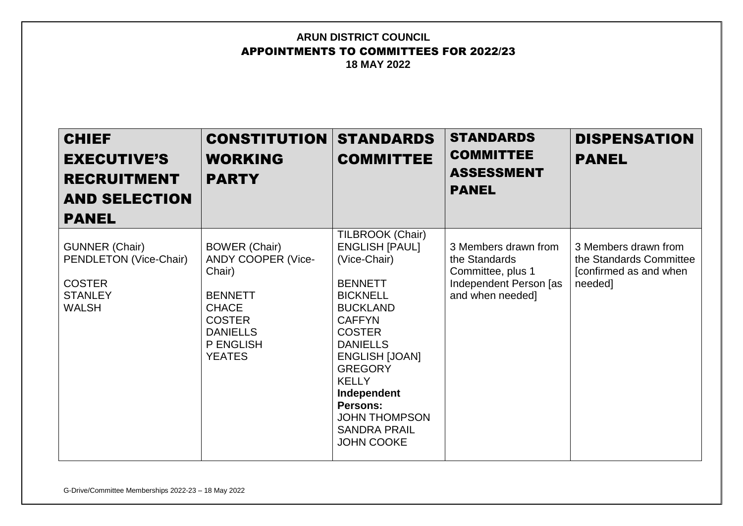**ARUN DISTRICT COUNCIL**
**APPOINTMENTS TO COMMITTEES FOR 2022/23**
**18 MAY 2022**

| CHIEF EXECUTIVE'S RECRUITMENT AND SELECTION PANEL | CONSTITUTION WORKING PARTY | STANDARDS COMMITTEE | STANDARDS COMMITTEE ASSESSMENT PANEL | DISPENSATION PANEL |
|---|---|---|---|---|
| GUNNER (Chair)<br>PENDLETON (Vice-Chair)<br><br>COSTER<br>STANLEY<br>WALSH | BOWER (Chair)<br>ANDY COOPER (Vice-Chair)<br><br>BENNETT<br>CHACE<br>COSTER<br>DANIELLS<br>P ENGLISH<br>YEATES | TILBROOK (Chair)<br>ENGLISH [PAUL] (Vice-Chair)<br><br>BENNETT<br>BICKNELL<br>BUCKLAND<br>CAFFYN<br>COSTER<br>DANIELLS<br>ENGLISH [JOAN]<br>GREGORY<br>KELLY<br>**Independent Persons:**<br>JOHN THOMPSON<br>SANDRA PRAIL<br>JOHN COOKE | 3 Members drawn from the Standards Committee, plus 1 Independent Person [as and when needed] | 3 Members drawn from the Standards Committee [confirmed as and when needed] |

G-Drive/Committee Memberships 2022-23 – 18 May 2022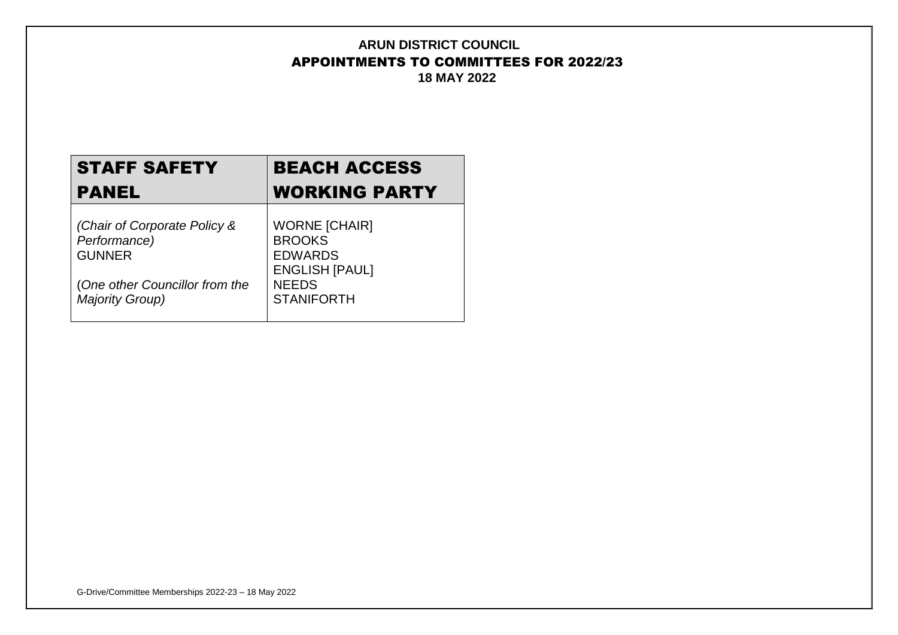**ARUN DISTRICT COUNCIL**
**APPOINTMENTS TO COMMITTEES FOR 2022/23**
**18 MAY 2022**

| STAFF SAFETY PANEL | BEACH ACCESS WORKING PARTY |
|---|---|
| *(Chair of Corporate Policy & Performance)*<br>GUNNER<br><br>(*One other Councillor from the Majority Group)* | WORNE [CHAIR]<br>BROOKS<br>EDWARDS<br>ENGLISH [PAUL]<br>NEEDS<br>STANIFORTH |